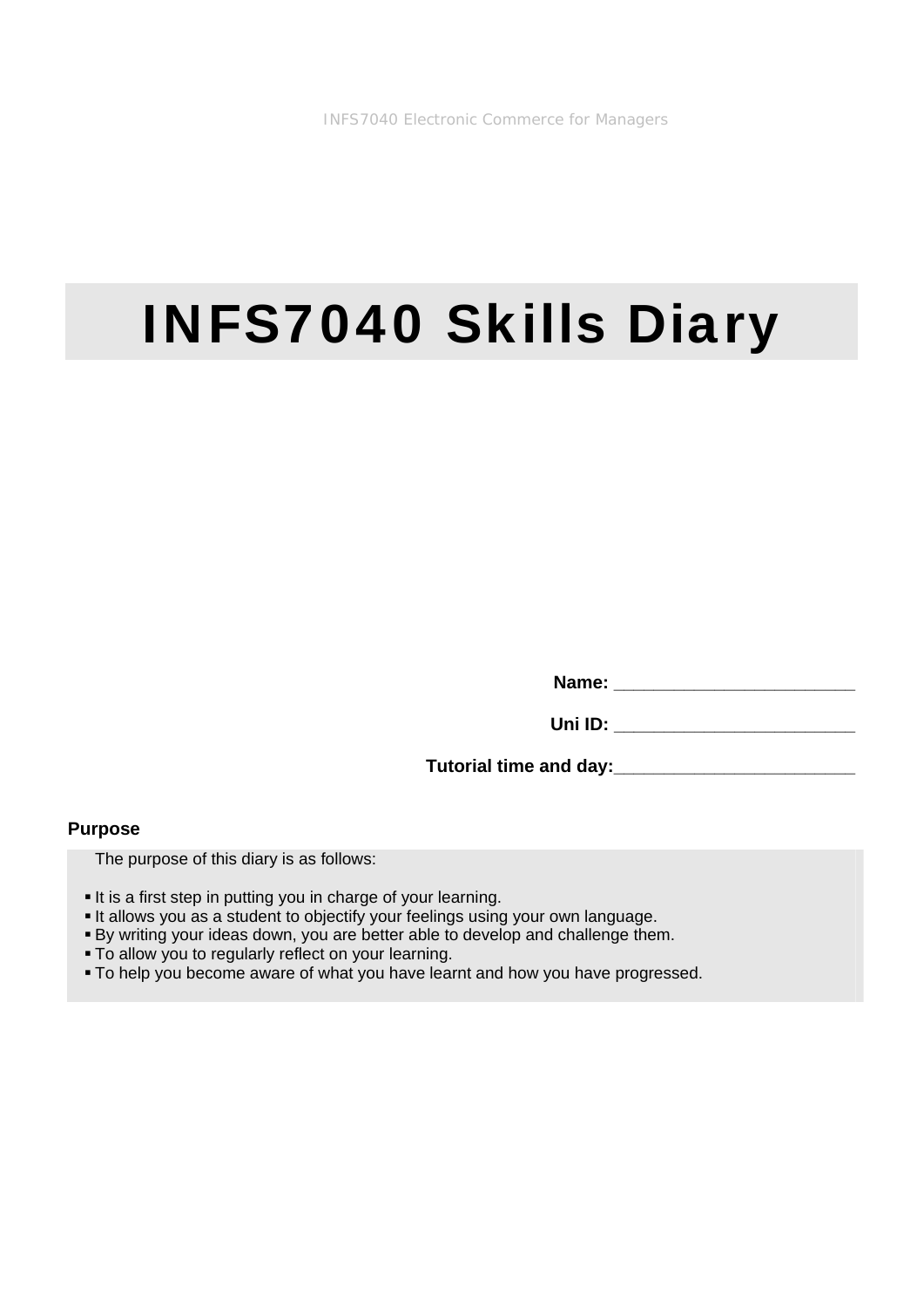# INFS7040 Skills Diary

**Name:** ________________________

**Uni ID:** ________________________

**Tutorial time and day:**________________________

**Purpose**

The purpose of this diary is as follows:

- It is a first step in putting you in charge of your learning.
- It allows you as a student to objectify your feelings using your own language.
- By writing your ideas down, you are better able to develop and challenge them.
- To allow you to regularly reflect on your learning.
- To help you become aware of what you have learnt and how you have progressed.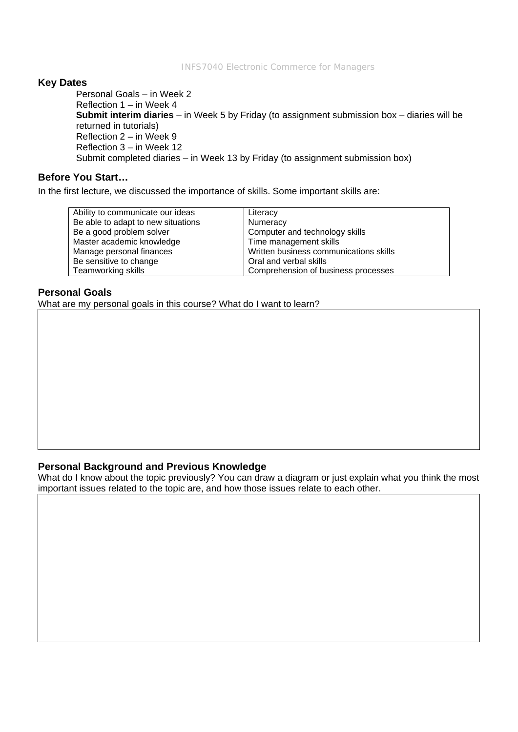### Key Dates

Personal Goals – in Week 2
Reflection 1 – in Week 4
**Submit interim diaries** – in Week 5 by Friday (to assignment submission box – diaries will be returned in tutorials)
Reflection 2 – in Week 9
Reflection 3 – in Week 12
Submit completed diaries – in Week 13 by Friday (to assignment submission box)

### Before You Start…

In the first lecture, we discussed the importance of skills. Some important skills are:

| | |
|---|---|
| Ability to communicate our ideas | Literacy |
| Be able to adapt to new situations | Numeracy |
| Be a good problem solver | Computer and technology skills |
| Master academic knowledge | Time management skills |
| Manage personal finances | Written business communications skills |
| Be sensitive to change | Oral and verbal skills |
| Teamworking skills | Comprehension of business processes |

### Personal Goals

What are my personal goals in this course? What do I want to learn?

### Personal Background and Previous Knowledge

What do I know about the topic previously? You can draw a diagram or just explain what you think the most important issues related to the topic are, and how those issues relate to each other.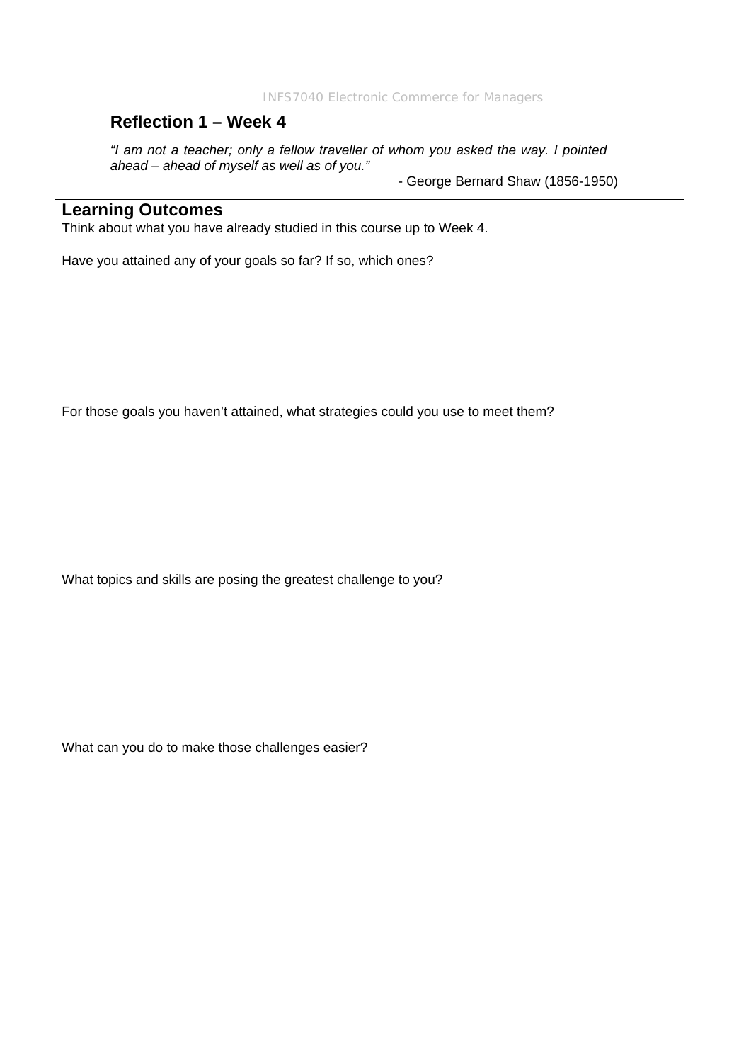## Reflection 1 – Week 4

*"I am not a teacher; only a fellow traveller of whom you asked the way. I pointed ahead – ahead of myself as well as of you."*

- George Bernard Shaw (1856-1950)

| **Learning Outcomes** |
|---|
| Think about what you have already studied in this course up to Week 4.<br><br>Have you attained any of your goals so far? If so, which ones?<br><br><br><br>For those goals you haven't attained, what strategies could you use to meet them?<br><br><br><br>What topics and skills are posing the greatest challenge to you?<br><br><br><br>What can you do to make those challenges easier? |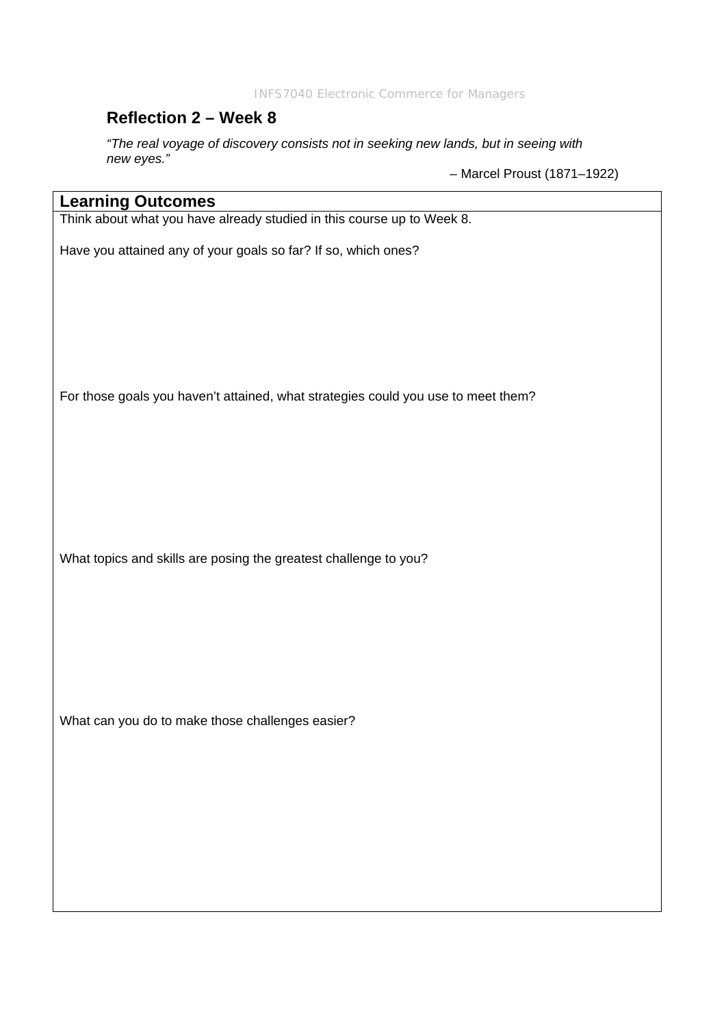## Reflection 2 – Week 8

*"The real voyage of discovery consists not in seeking new lands, but in seeing with new eyes."*

– Marcel Proust (1871–1922)

| Learning Outcomes |
|---|
| Think about what you have already studied in this course up to Week 8.<br><br>Have you attained any of your goals so far? If so, which ones?<br><br><br><br>For those goals you haven't attained, what strategies could you use to meet them?<br><br><br><br>What topics and skills are posing the greatest challenge to you?<br><br><br><br>What can you do to make those challenges easier? |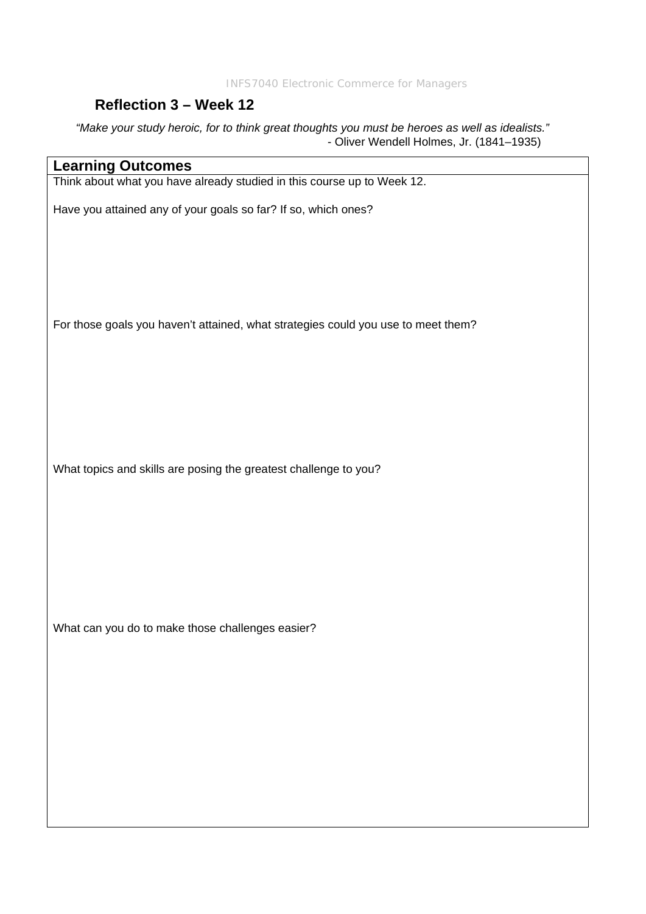## Reflection 3 – Week 12

*"Make your study heroic, for to think great thoughts you must be heroes as well as idealists."*
- Oliver Wendell Holmes, Jr. (1841–1935)

**Learning Outcomes**

Think about what you have already studied in this course up to Week 12.

Have you attained any of your goals so far? If so, which ones?

For those goals you haven't attained, what strategies could you use to meet them?

What topics and skills are posing the greatest challenge to you?

What can you do to make those challenges easier?